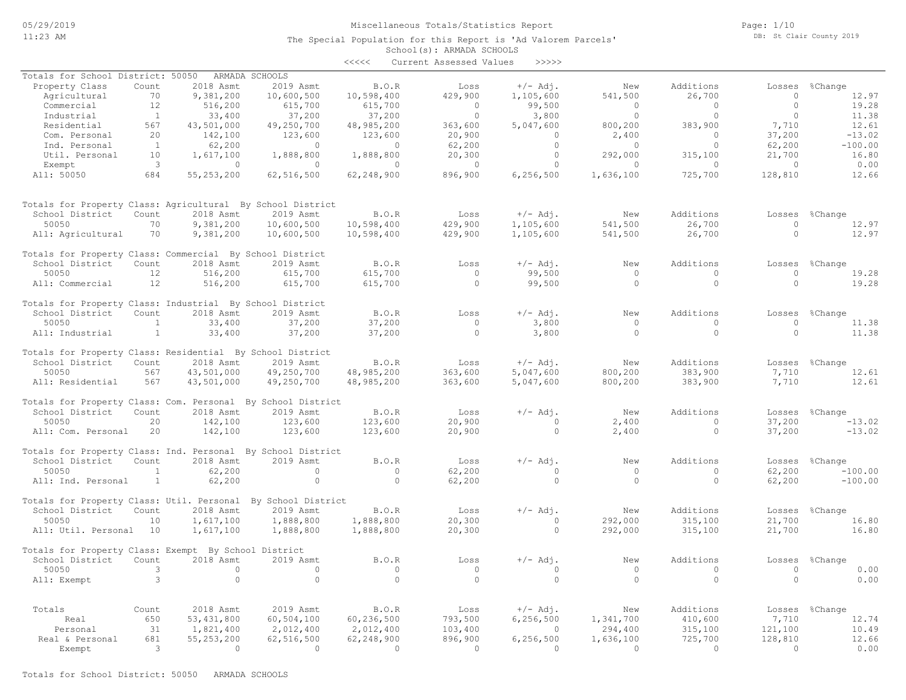Miscellaneous Totals/Statistics Report

The Special Population for this Report is 'Ad Valorem Parcels'

School(s): ARMADA SCHOOLS

<<<<< Current Assessed Values >>>>>

Totals for School District: 50050 ARMADA SCHOOLS

| Property Class | Count | 2018 Asmt | 2019 Asmt | B.O.R | Loss | +/- Adj. | New | Additions | Losses | %Change |
|---|---|---|---|---|---|---|---|---|---|---|
| Agricultural | 70 | 9,381,200 | 10,600,500 | 10,598,400 | 429,900 | 1,105,600 | 541,500 | 26,700 | 0 | 12.97 |
| Commercial | 12 | 516,200 | 615,700 | 615,700 | 0 | 99,500 | 0 | 0 | 0 | 19.28 |
| Industrial | 1 | 33,400 | 37,200 | 37,200 | 0 | 3,800 | 0 | 0 | 0 | 11.38 |
| Residential | 567 | 43,501,000 | 49,250,700 | 48,985,200 | 363,600 | 5,047,600 | 800,200 | 383,900 | 7,710 | 12.61 |
| Com. Personal | 20 | 142,100 | 123,600 | 123,600 | 20,900 | 0 | 2,400 | 0 | 37,200 | -13.02 |
| Ind. Personal | 1 | 62,200 | 0 | 0 | 62,200 | 0 | 0 | 0 | 62,200 | -100.00 |
| Util. Personal | 10 | 1,617,100 | 1,888,800 | 1,888,800 | 20,300 | 0 | 292,000 | 315,100 | 21,700 | 16.80 |
| Exempt | 3 | 0 | 0 | 0 | 0 | 0 | 0 | 0 | 0 | 0.00 |
| All: 50050 | 684 | 55,253,200 | 62,516,500 | 62,248,900 | 896,900 | 6,256,500 | 1,636,100 | 725,700 | 128,810 | 12.66 |

Totals for Property Class: Agricultural By School District

| School District | Count | 2018 Asmt | 2019 Asmt | B.O.R | Loss | +/- Adj. | New | Additions | Losses | %Change |
|---|---|---|---|---|---|---|---|---|---|---|
| 50050 | 70 | 9,381,200 | 10,600,500 | 10,598,400 | 429,900 | 1,105,600 | 541,500 | 26,700 | 0 | 12.97 |
| All: Agricultural | 70 | 9,381,200 | 10,600,500 | 10,598,400 | 429,900 | 1,105,600 | 541,500 | 26,700 | 0 | 12.97 |

Totals for Property Class: Commercial By School District

| School District | Count | 2018 Asmt | 2019 Asmt | B.O.R | Loss | +/- Adj. | New | Additions | Losses | %Change |
|---|---|---|---|---|---|---|---|---|---|---|
| 50050 | 12 | 516,200 | 615,700 | 615,700 | 0 | 99,500 | 0 | 0 | 0 | 19.28 |
| All: Commercial | 12 | 516,200 | 615,700 | 615,700 | 0 | 99,500 | 0 | 0 | 0 | 19.28 |

Totals for Property Class: Industrial By School District

| School District | Count | 2018 Asmt | 2019 Asmt | B.O.R | Loss | +/- Adj. | New | Additions | Losses | %Change |
|---|---|---|---|---|---|---|---|---|---|---|
| 50050 | 1 | 33,400 | 37,200 | 37,200 | 0 | 3,800 | 0 | 0 | 0 | 11.38 |
| All: Industrial | 1 | 33,400 | 37,200 | 37,200 | 0 | 3,800 | 0 | 0 | 0 | 11.38 |

Totals for Property Class: Residential By School District

| School District | Count | 2018 Asmt | 2019 Asmt | B.O.R | Loss | +/- Adj. | New | Additions | Losses | %Change |
|---|---|---|---|---|---|---|---|---|---|---|
| 50050 | 567 | 43,501,000 | 49,250,700 | 48,985,200 | 363,600 | 5,047,600 | 800,200 | 383,900 | 7,710 | 12.61 |
| All: Residential | 567 | 43,501,000 | 49,250,700 | 48,985,200 | 363,600 | 5,047,600 | 800,200 | 383,900 | 7,710 | 12.61 |

Totals for Property Class: Com. Personal By School District

| School District | Count | 2018 Asmt | 2019 Asmt | B.O.R | Loss | +/- Adj. | New | Additions | Losses | %Change |
|---|---|---|---|---|---|---|---|---|---|---|
| 50050 | 20 | 142,100 | 123,600 | 123,600 | 20,900 | 0 | 2,400 | 0 | 37,200 | -13.02 |
| All: Com. Personal | 20 | 142,100 | 123,600 | 123,600 | 20,900 | 0 | 2,400 | 0 | 37,200 | -13.02 |

Totals for Property Class: Ind. Personal By School District

| School District | Count | 2018 Asmt | 2019 Asmt | B.O.R | Loss | +/- Adj. | New | Additions | Losses | %Change |
|---|---|---|---|---|---|---|---|---|---|---|
| 50050 | 1 | 62,200 | 0 | 0 | 62,200 | 0 | 0 | 0 | 62,200 | -100.00 |
| All: Ind. Personal | 1 | 62,200 | 0 | 0 | 62,200 | 0 | 0 | 0 | 62,200 | -100.00 |

Totals for Property Class: Util. Personal By School District

| School District | Count | 2018 Asmt | 2019 Asmt | B.O.R | Loss | +/- Adj. | New | Additions | Losses | %Change |
|---|---|---|---|---|---|---|---|---|---|---|
| 50050 | 10 | 1,617,100 | 1,888,800 | 1,888,800 | 20,300 | 0 | 292,000 | 315,100 | 21,700 | 16.80 |
| All: Util. Personal | 10 | 1,617,100 | 1,888,800 | 1,888,800 | 20,300 | 0 | 292,000 | 315,100 | 21,700 | 16.80 |

Totals for Property Class: Exempt By School District

| School District | Count | 2018 Asmt | 2019 Asmt | B.O.R | Loss | +/- Adj. | New | Additions | Losses | %Change |
|---|---|---|---|---|---|---|---|---|---|---|
| 50050 | 3 | 0 | 0 | 0 | 0 | 0 | 0 | 0 | 0 | 0.00 |
| All: Exempt | 3 | 0 | 0 | 0 | 0 | 0 | 0 | 0 | 0 | 0.00 |

| Totals | Count | 2018 Asmt | 2019 Asmt | B.O.R | Loss | +/- Adj. | New | Additions | Losses | %Change |
|---|---|---|---|---|---|---|---|---|---|---|
| Real | 650 | 53,431,800 | 60,504,100 | 60,236,500 | 793,500 | 6,256,500 | 1,341,700 | 410,600 | 7,710 | 12.74 |
| Personal | 31 | 1,821,400 | 2,012,400 | 2,012,400 | 103,400 | 0 | 294,400 | 315,100 | 121,100 | 10.49 |
| Real & Personal | 681 | 55,253,200 | 62,516,500 | 62,248,900 | 896,900 | 6,256,500 | 1,636,100 | 725,700 | 128,810 | 12.66 |
| Exempt | 3 | 0 | 0 | 0 | 0 | 0 | 0 | 0 | 0 | 0.00 |

Totals for School District: 50050 ARMADA SCHOOLS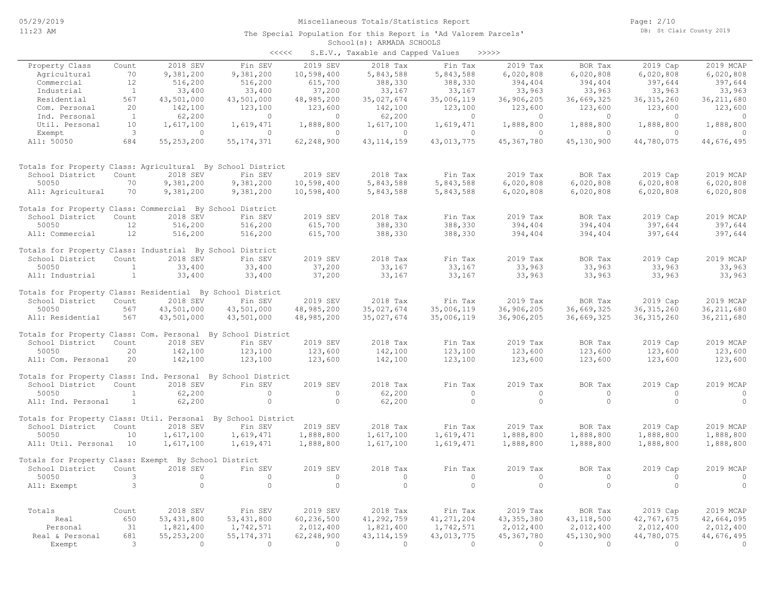# Miscellaneous Totals/Statistics Report

The Special Population for this Report is 'Ad Valorem Parcels'

School(s): ARMADA SCHOOLS

<<<<< S.E.V., Taxable and Capped Values >>>>>

| Property Class | Count | 2018 SEV | Fin SEV | 2019 SEV | 2018 Tax | Fin Tax | 2019 Tax | BOR Tax | 2019 Cap | 2019 MCAP |
|---|---|---|---|---|---|---|---|---|---|---|
| Agricultural | 70 | 9,381,200 | 9,381,200 | 10,598,400 | 5,843,588 | 5,843,588 | 6,020,808 | 6,020,808 | 6,020,808 | 6,020,808 |
| Commercial | 12 | 516,200 | 516,200 | 615,700 | 388,330 | 388,330 | 394,404 | 394,404 | 397,644 | 397,644 |
| Industrial | 1 | 33,400 | 33,400 | 37,200 | 33,167 | 33,167 | 33,963 | 33,963 | 33,963 | 33,963 |
| Residential | 567 | 43,501,000 | 43,501,000 | 48,985,200 | 35,027,674 | 35,006,119 | 36,906,205 | 36,669,325 | 36,315,260 | 36,211,680 |
| Com. Personal | 20 | 142,100 | 123,100 | 123,600 | 142,100 | 123,100 | 123,600 | 123,600 | 123,600 | 123,600 |
| Ind. Personal | 1 | 62,200 | 0 | 0 | 62,200 | 0 | 0 | 0 | 0 | 0 |
| Util. Personal | 10 | 1,617,100 | 1,619,471 | 1,888,800 | 1,617,100 | 1,619,471 | 1,888,800 | 1,888,800 | 1,888,800 | 1,888,800 |
| Exempt | 3 | 0 | 0 | 0 | 0 | 0 | 0 | 0 | 0 | 0 |
| All: 50050 | 684 | 55,253,200 | 55,174,371 | 62,248,900 | 43,114,159 | 43,013,775 | 45,367,780 | 45,130,900 | 44,780,075 | 44,676,495 |

Totals for Property Class: Agricultural By School District

| School District | Count | 2018 SEV | Fin SEV | 2019 SEV | 2018 Tax | Fin Tax | 2019 Tax | BOR Tax | 2019 Cap | 2019 MCAP |
|---|---|---|---|---|---|---|---|---|---|---|
| 50050 | 70 | 9,381,200 | 9,381,200 | 10,598,400 | 5,843,588 | 5,843,588 | 6,020,808 | 6,020,808 | 6,020,808 | 6,020,808 |
| All: Agricultural | 70 | 9,381,200 | 9,381,200 | 10,598,400 | 5,843,588 | 5,843,588 | 6,020,808 | 6,020,808 | 6,020,808 | 6,020,808 |

Totals for Property Class: Commercial By School District

| School District | Count | 2018 SEV | Fin SEV | 2019 SEV | 2018 Tax | Fin Tax | 2019 Tax | BOR Tax | 2019 Cap | 2019 MCAP |
|---|---|---|---|---|---|---|---|---|---|---|
| 50050 | 12 | 516,200 | 516,200 | 615,700 | 388,330 | 388,330 | 394,404 | 394,404 | 397,644 | 397,644 |
| All: Commercial | 12 | 516,200 | 516,200 | 615,700 | 388,330 | 388,330 | 394,404 | 394,404 | 397,644 | 397,644 |

Totals for Property Class: Industrial By School District

| School District | Count | 2018 SEV | Fin SEV | 2019 SEV | 2018 Tax | Fin Tax | 2019 Tax | BOR Tax | 2019 Cap | 2019 MCAP |
|---|---|---|---|---|---|---|---|---|---|---|
| 50050 | 1 | 33,400 | 33,400 | 37,200 | 33,167 | 33,167 | 33,963 | 33,963 | 33,963 | 33,963 |
| All: Industrial | 1 | 33,400 | 33,400 | 37,200 | 33,167 | 33,167 | 33,963 | 33,963 | 33,963 | 33,963 |

Totals for Property Class: Residential By School District

| School District | Count | 2018 SEV | Fin SEV | 2019 SEV | 2018 Tax | Fin Tax | 2019 Tax | BOR Tax | 2019 Cap | 2019 MCAP |
|---|---|---|---|---|---|---|---|---|---|---|
| 50050 | 567 | 43,501,000 | 43,501,000 | 48,985,200 | 35,027,674 | 35,006,119 | 36,906,205 | 36,669,325 | 36,315,260 | 36,211,680 |
| All: Residential | 567 | 43,501,000 | 43,501,000 | 48,985,200 | 35,027,674 | 35,006,119 | 36,906,205 | 36,669,325 | 36,315,260 | 36,211,680 |

Totals for Property Class: Com. Personal By School District

| School District | Count | 2018 SEV | Fin SEV | 2019 SEV | 2018 Tax | Fin Tax | 2019 Tax | BOR Tax | 2019 Cap | 2019 MCAP |
|---|---|---|---|---|---|---|---|---|---|---|
| 50050 | 20 | 142,100 | 123,100 | 123,600 | 142,100 | 123,100 | 123,600 | 123,600 | 123,600 | 123,600 |
| All: Com. Personal | 20 | 142,100 | 123,100 | 123,600 | 142,100 | 123,100 | 123,600 | 123,600 | 123,600 | 123,600 |

Totals for Property Class: Ind. Personal By School District

| School District | Count | 2018 SEV | Fin SEV | 2019 SEV | 2018 Tax | Fin Tax | 2019 Tax | BOR Tax | 2019 Cap | 2019 MCAP |
|---|---|---|---|---|---|---|---|---|---|---|
| 50050 | 1 | 62,200 | 0 | 0 | 62,200 | 0 | 0 | 0 | 0 | 0 |
| All: Ind. Personal | 1 | 62,200 | 0 | 0 | 62,200 | 0 | 0 | 0 | 0 | 0 |

Totals for Property Class: Util. Personal By School District

| School District | Count | 2018 SEV | Fin SEV | 2019 SEV | 2018 Tax | Fin Tax | 2019 Tax | BOR Tax | 2019 Cap | 2019 MCAP |
|---|---|---|---|---|---|---|---|---|---|---|
| 50050 | 10 | 1,617,100 | 1,619,471 | 1,888,800 | 1,617,100 | 1,619,471 | 1,888,800 | 1,888,800 | 1,888,800 | 1,888,800 |
| All: Util. Personal | 10 | 1,617,100 | 1,619,471 | 1,888,800 | 1,617,100 | 1,619,471 | 1,888,800 | 1,888,800 | 1,888,800 | 1,888,800 |

Totals for Property Class: Exempt By School District

| School District | Count | 2018 SEV | Fin SEV | 2019 SEV | 2018 Tax | Fin Tax | 2019 Tax | BOR Tax | 2019 Cap | 2019 MCAP |
|---|---|---|---|---|---|---|---|---|---|---|
| 50050 | 3 | 0 | 0 | 0 | 0 | 0 | 0 | 0 | 0 | 0 |
| All: Exempt | 3 | 0 | 0 | 0 | 0 | 0 | 0 | 0 | 0 | 0 |

| Totals | Count | 2018 SEV | Fin SEV | 2019 SEV | 2018 Tax | Fin Tax | 2019 Tax | BOR Tax | 2019 Cap | 2019 MCAP |
|---|---|---|---|---|---|---|---|---|---|---|
| Real | 650 | 53,431,800 | 53,431,800 | 60,236,500 | 41,292,759 | 41,271,204 | 43,355,380 | 43,118,500 | 42,767,675 | 42,664,095 |
| Personal | 31 | 1,821,400 | 1,742,571 | 2,012,400 | 1,821,400 | 1,742,571 | 2,012,400 | 2,012,400 | 2,012,400 | 2,012,400 |
| Real & Personal | 681 | 55,253,200 | 55,174,371 | 62,248,900 | 43,114,159 | 43,013,775 | 45,367,780 | 45,130,900 | 44,780,075 | 44,676,495 |
| Exempt | 3 | 0 | 0 | 0 | 0 | 0 | 0 | 0 | 0 | 0 |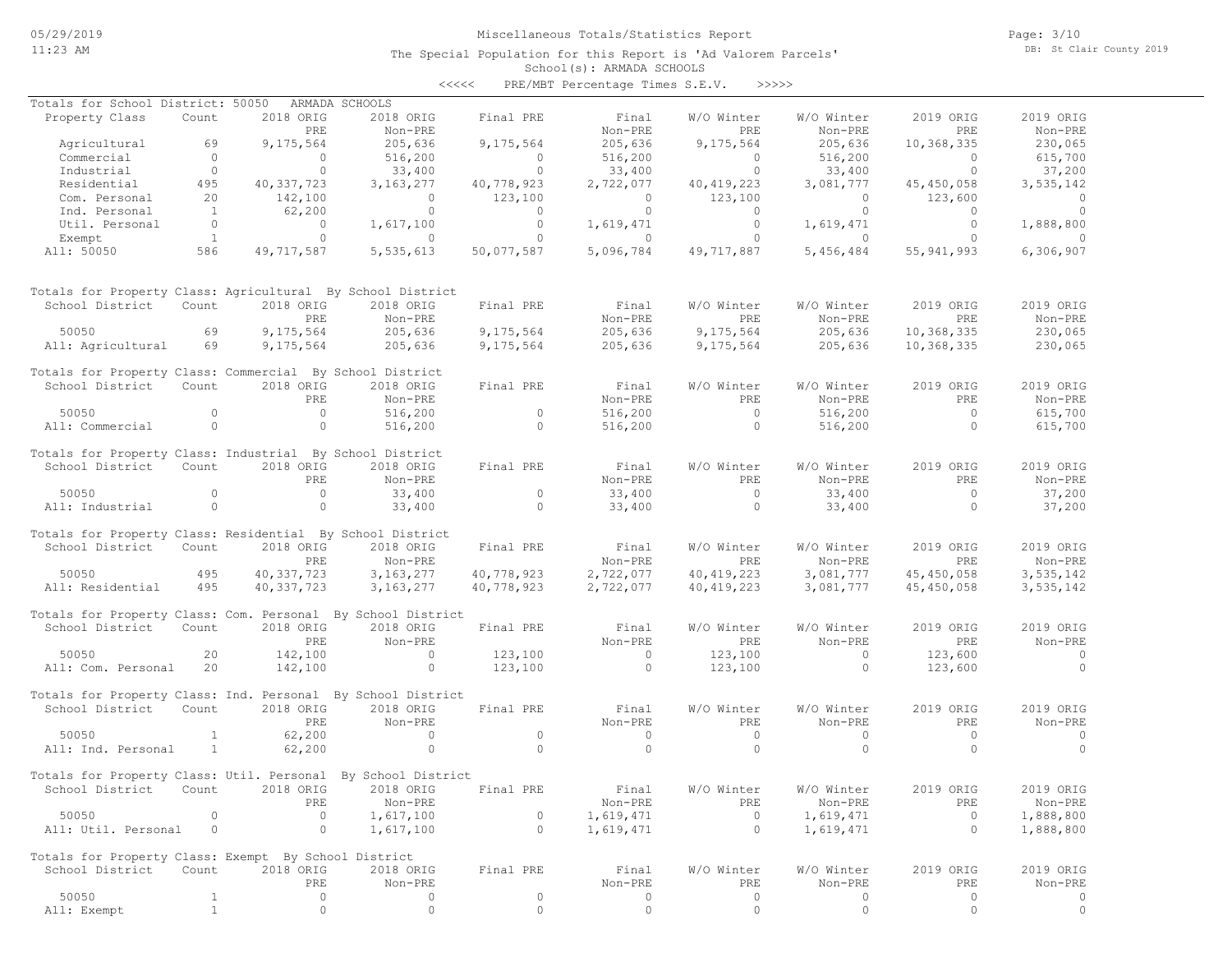Miscellaneous Totals/Statistics Report

The Special Population for this Report is 'Ad Valorem Parcels'

School(s): ARMADA SCHOOLS

<<<<< PRE/MBT Percentage Times S.E.V. >>>>>

Totals for School District: 50050 ARMADA SCHOOLS

| Property Class | Count | 2018 ORIG PRE | 2018 ORIG Non-PRE | Final PRE | Final Non-PRE | W/O Winter PRE | W/O Winter Non-PRE | 2019 ORIG PRE | 2019 ORIG Non-PRE |
|---|---|---|---|---|---|---|---|---|---|
| Agricultural | 69 | 9,175,564 | 205,636 | 9,175,564 | 205,636 | 9,175,564 | 205,636 | 10,368,335 | 230,065 |
| Commercial | 0 | 0 | 516,200 | 0 | 516,200 | 0 | 516,200 | 0 | 615,700 |
| Industrial | 0 | 0 | 33,400 | 0 | 33,400 | 0 | 33,400 | 0 | 37,200 |
| Residential | 495 | 40,337,723 | 3,163,277 | 40,778,923 | 2,722,077 | 40,419,223 | 3,081,777 | 45,450,058 | 3,535,142 |
| Com. Personal | 20 | 142,100 | 0 | 123,100 | 0 | 123,100 | 0 | 123,600 | 0 |
| Ind. Personal | 1 | 62,200 | 0 | 0 | 0 | 0 | 0 | 0 | 0 |
| Util. Personal | 0 | 0 | 1,617,100 | 0 | 1,619,471 | 0 | 1,619,471 | 0 | 1,888,800 |
| Exempt | 1 | 0 | 0 | 0 | 0 | 0 | 0 | 0 | 0 |
| All: 50050 | 586 | 49,717,587 | 5,535,613 | 50,077,587 | 5,096,784 | 49,717,887 | 5,456,484 | 55,941,993 | 6,306,907 |

Totals for Property Class: Agricultural By School District

| School District | Count | 2018 ORIG PRE | 2018 ORIG Non-PRE | Final PRE | Final Non-PRE | W/O Winter PRE | W/O Winter Non-PRE | 2019 ORIG PRE | 2019 ORIG Non-PRE |
|---|---|---|---|---|---|---|---|---|---|
| 50050 | 69 | 9,175,564 | 205,636 | 9,175,564 | 205,636 | 9,175,564 | 205,636 | 10,368,335 | 230,065 |
| All: Agricultural | 69 | 9,175,564 | 205,636 | 9,175,564 | 205,636 | 9,175,564 | 205,636 | 10,368,335 | 230,065 |

Totals for Property Class: Commercial By School District

| School District | Count | 2018 ORIG PRE | 2018 ORIG Non-PRE | Final PRE | Final Non-PRE | W/O Winter PRE | W/O Winter Non-PRE | 2019 ORIG PRE | 2019 ORIG Non-PRE |
|---|---|---|---|---|---|---|---|---|---|
| 50050 | 0 | 0 | 516,200 | 0 | 516,200 | 0 | 516,200 | 0 | 615,700 |
| All: Commercial | 0 | 0 | 516,200 | 0 | 516,200 | 0 | 516,200 | 0 | 615,700 |

Totals for Property Class: Industrial By School District

| School District | Count | 2018 ORIG PRE | 2018 ORIG Non-PRE | Final PRE | Final Non-PRE | W/O Winter PRE | W/O Winter Non-PRE | 2019 ORIG PRE | 2019 ORIG Non-PRE |
|---|---|---|---|---|---|---|---|---|---|
| 50050 | 0 | 0 | 33,400 | 0 | 33,400 | 0 | 33,400 | 0 | 37,200 |
| All: Industrial | 0 | 0 | 33,400 | 0 | 33,400 | 0 | 33,400 | 0 | 37,200 |

Totals for Property Class: Residential By School District

| School District | Count | 2018 ORIG PRE | 2018 ORIG Non-PRE | Final PRE | Final Non-PRE | W/O Winter PRE | W/O Winter Non-PRE | 2019 ORIG PRE | 2019 ORIG Non-PRE |
|---|---|---|---|---|---|---|---|---|---|
| 50050 | 495 | 40,337,723 | 3,163,277 | 40,778,923 | 2,722,077 | 40,419,223 | 3,081,777 | 45,450,058 | 3,535,142 |
| All: Residential | 495 | 40,337,723 | 3,163,277 | 40,778,923 | 2,722,077 | 40,419,223 | 3,081,777 | 45,450,058 | 3,535,142 |

Totals for Property Class: Com. Personal By School District

| School District | Count | 2018 ORIG PRE | 2018 ORIG Non-PRE | Final PRE | Final Non-PRE | W/O Winter PRE | W/O Winter Non-PRE | 2019 ORIG PRE | 2019 ORIG Non-PRE |
|---|---|---|---|---|---|---|---|---|---|
| 50050 | 20 | 142,100 | 0 | 123,100 | 0 | 123,100 | 0 | 123,600 | 0 |
| All: Com. Personal | 20 | 142,100 | 0 | 123,100 | 0 | 123,100 | 0 | 123,600 | 0 |

Totals for Property Class: Ind. Personal By School District

| School District | Count | 2018 ORIG PRE | 2018 ORIG Non-PRE | Final PRE | Final Non-PRE | W/O Winter PRE | W/O Winter Non-PRE | 2019 ORIG PRE | 2019 ORIG Non-PRE |
|---|---|---|---|---|---|---|---|---|---|
| 50050 | 1 | 62,200 | 0 | 0 | 0 | 0 | 0 | 0 | 0 |
| All: Ind. Personal | 1 | 62,200 | 0 | 0 | 0 | 0 | 0 | 0 | 0 |

Totals for Property Class: Util. Personal By School District

| School District | Count | 2018 ORIG PRE | 2018 ORIG Non-PRE | Final PRE | Final Non-PRE | W/O Winter PRE | W/O Winter Non-PRE | 2019 ORIG PRE | 2019 ORIG Non-PRE |
|---|---|---|---|---|---|---|---|---|---|
| 50050 | 0 | 0 | 1,617,100 | 0 | 1,619,471 | 0 | 1,619,471 | 0 | 1,888,800 |
| All: Util. Personal | 0 | 0 | 1,617,100 | 0 | 1,619,471 | 0 | 1,619,471 | 0 | 1,888,800 |

Totals for Property Class: Exempt By School District

| School District | Count | 2018 ORIG PRE | 2018 ORIG Non-PRE | Final PRE | Final Non-PRE | W/O Winter PRE | W/O Winter Non-PRE | 2019 ORIG PRE | 2019 ORIG Non-PRE |
|---|---|---|---|---|---|---|---|---|---|
| 50050 | 1 | 0 | 0 | 0 | 0 | 0 | 0 | 0 | 0 |
| All: Exempt | 1 | 0 | 0 | 0 | 0 | 0 | 0 | 0 | 0 |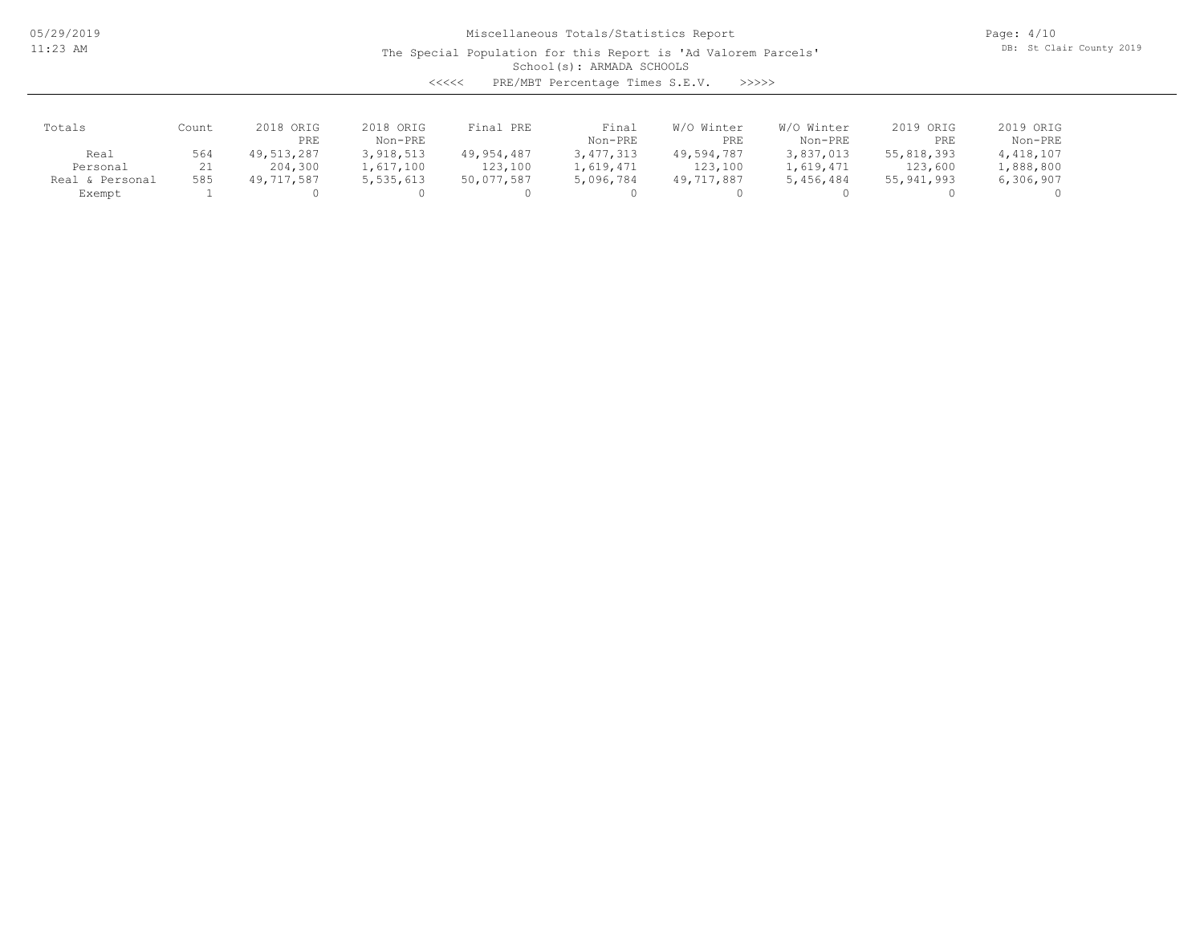Miscellaneous Totals/Statistics Report

The Special Population for this Report is 'Ad Valorem Parcels'

School(s): ARMADA SCHOOLS

<<<<< PRE/MBT Percentage Times S.E.V. >>>>>

| Totals | Count | 2018 ORIG PRE | 2018 ORIG Non-PRE | Final PRE | Final Non-PRE | W/O Winter PRE | W/O Winter Non-PRE | 2019 ORIG PRE | 2019 ORIG Non-PRE |
|---|---|---|---|---|---|---|---|---|---|
| Real | 564 | 49,513,287 | 3,918,513 | 49,954,487 | 3,477,313 | 49,594,787 | 3,837,013 | 55,818,393 | 4,418,107 |
| Personal | 21 | 204,300 | 1,617,100 | 123,100 | 1,619,471 | 123,100 | 1,619,471 | 123,600 | 1,888,800 |
| Real & Personal | 585 | 49,717,587 | 5,535,613 | 50,077,587 | 5,096,784 | 49,717,887 | 5,456,484 | 55,941,993 | 6,306,907 |
| Exempt | 1 | 0 | 0 | 0 | 0 | 0 | 0 | 0 | 0 |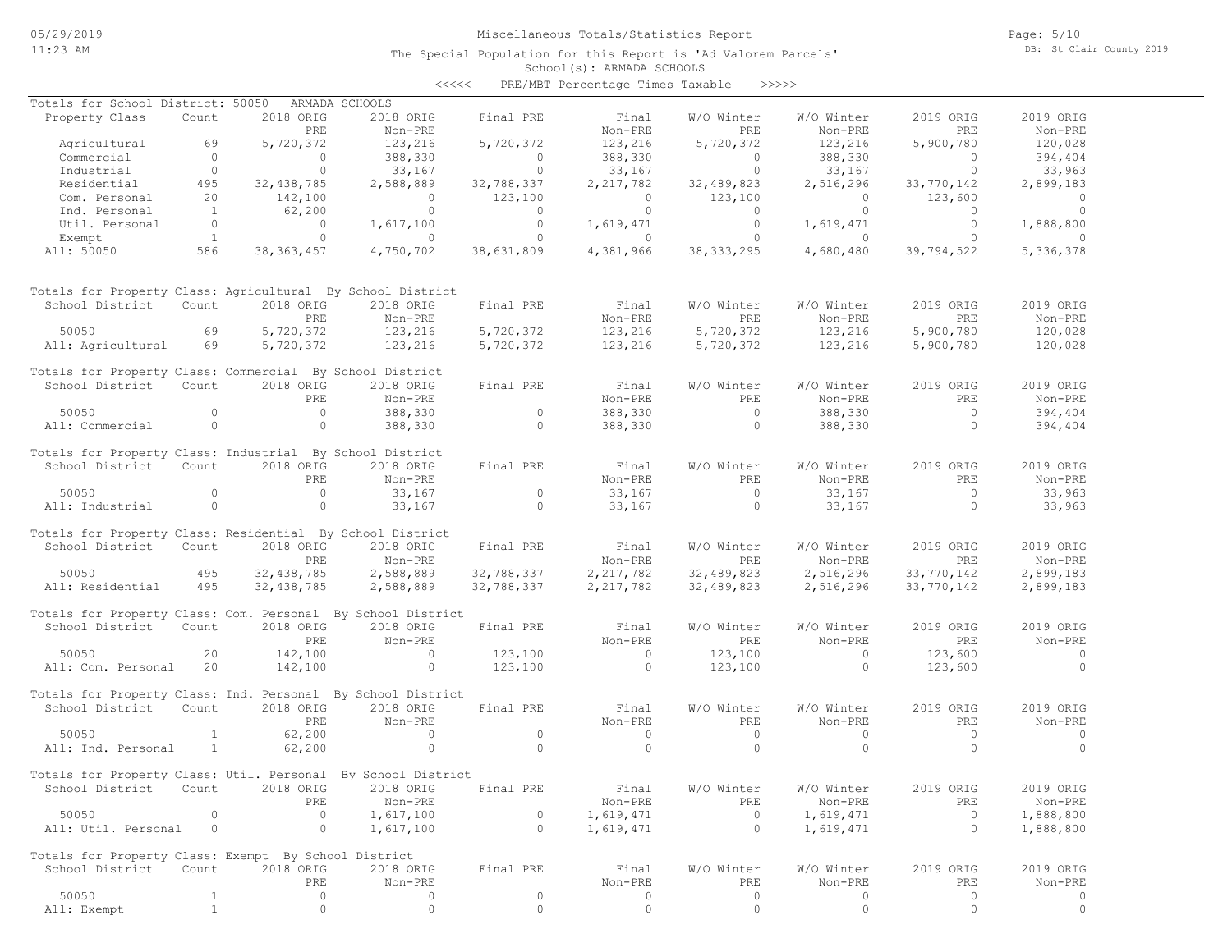Miscellaneous Totals/Statistics Report

The Special Population for this Report is 'Ad Valorem Parcels'

School(s): ARMADA SCHOOLS

<<<<< PRE/MBT Percentage Times Taxable >>>>>

Totals for School District: 50050 ARMADA SCHOOLS

| Property Class | Count | 2018 ORIG PRE | 2018 ORIG Non-PRE | Final PRE | Final Non-PRE | W/O Winter PRE | W/O Winter Non-PRE | 2019 ORIG PRE | 2019 ORIG Non-PRE |
|---|---|---|---|---|---|---|---|---|---|
| Agricultural | 69 | 5,720,372 | 123,216 | 5,720,372 | 123,216 | 5,720,372 | 123,216 | 5,900,780 | 120,028 |
| Commercial | 0 | 0 | 388,330 | 0 | 388,330 | 0 | 388,330 | 0 | 394,404 |
| Industrial | 0 | 0 | 33,167 | 0 | 33,167 | 0 | 33,167 | 0 | 33,963 |
| Residential | 495 | 32,438,785 | 2,588,889 | 32,788,337 | 2,217,782 | 32,489,823 | 2,516,296 | 33,770,142 | 2,899,183 |
| Com. Personal | 20 | 142,100 | 0 | 123,100 | 0 | 123,100 | 0 | 123,600 | 0 |
| Ind. Personal | 1 | 62,200 | 0 | 0 | 0 | 0 | 0 | 0 | 0 |
| Util. Personal | 0 | 0 | 1,617,100 | 0 | 1,619,471 | 0 | 1,619,471 | 0 | 1,888,800 |
| Exempt | 1 | 0 | 0 | 0 | 0 | 0 | 0 | 0 | 0 |
| All: 50050 | 586 | 38,363,457 | 4,750,702 | 38,631,809 | 4,381,966 | 38,333,295 | 4,680,480 | 39,794,522 | 5,336,378 |

Totals for Property Class: Agricultural By School District

| School District | Count | 2018 ORIG PRE | 2018 ORIG Non-PRE | Final PRE | Final Non-PRE | W/O Winter PRE | W/O Winter Non-PRE | 2019 ORIG PRE | 2019 ORIG Non-PRE |
|---|---|---|---|---|---|---|---|---|---|
| 50050 | 69 | 5,720,372 | 123,216 | 5,720,372 | 123,216 | 5,720,372 | 123,216 | 5,900,780 | 120,028 |
| All: Agricultural | 69 | 5,720,372 | 123,216 | 5,720,372 | 123,216 | 5,720,372 | 123,216 | 5,900,780 | 120,028 |

Totals for Property Class: Commercial By School District

| School District | Count | 2018 ORIG PRE | 2018 ORIG Non-PRE | Final PRE | Final Non-PRE | W/O Winter PRE | W/O Winter Non-PRE | 2019 ORIG PRE | 2019 ORIG Non-PRE |
|---|---|---|---|---|---|---|---|---|---|
| 50050 | 0 | 0 | 388,330 | 0 | 388,330 | 0 | 388,330 | 0 | 394,404 |
| All: Commercial | 0 | 0 | 388,330 | 0 | 388,330 | 0 | 388,330 | 0 | 394,404 |

Totals for Property Class: Industrial By School District

| School District | Count | 2018 ORIG PRE | 2018 ORIG Non-PRE | Final PRE | Final Non-PRE | W/O Winter PRE | W/O Winter Non-PRE | 2019 ORIG PRE | 2019 ORIG Non-PRE |
|---|---|---|---|---|---|---|---|---|---|
| 50050 | 0 | 0 | 33,167 | 0 | 33,167 | 0 | 33,167 | 0 | 33,963 |
| All: Industrial | 0 | 0 | 33,167 | 0 | 33,167 | 0 | 33,167 | 0 | 33,963 |

Totals for Property Class: Residential By School District

| School District | Count | 2018 ORIG PRE | 2018 ORIG Non-PRE | Final PRE | Final Non-PRE | W/O Winter PRE | W/O Winter Non-PRE | 2019 ORIG PRE | 2019 ORIG Non-PRE |
|---|---|---|---|---|---|---|---|---|---|
| 50050 | 495 | 32,438,785 | 2,588,889 | 32,788,337 | 2,217,782 | 32,489,823 | 2,516,296 | 33,770,142 | 2,899,183 |
| All: Residential | 495 | 32,438,785 | 2,588,889 | 32,788,337 | 2,217,782 | 32,489,823 | 2,516,296 | 33,770,142 | 2,899,183 |

Totals for Property Class: Com. Personal By School District

| School District | Count | 2018 ORIG PRE | 2018 ORIG Non-PRE | Final PRE | Final Non-PRE | W/O Winter PRE | W/O Winter Non-PRE | 2019 ORIG PRE | 2019 ORIG Non-PRE |
|---|---|---|---|---|---|---|---|---|---|
| 50050 | 20 | 142,100 | 0 | 123,100 | 0 | 123,100 | 0 | 123,600 | 0 |
| All: Com. Personal | 20 | 142,100 | 0 | 123,100 | 0 | 123,100 | 0 | 123,600 | 0 |

Totals for Property Class: Ind. Personal By School District

| School District | Count | 2018 ORIG PRE | 2018 ORIG Non-PRE | Final PRE | Final Non-PRE | W/O Winter PRE | W/O Winter Non-PRE | 2019 ORIG PRE | 2019 ORIG Non-PRE |
|---|---|---|---|---|---|---|---|---|---|
| 50050 | 1 | 62,200 | 0 | 0 | 0 | 0 | 0 | 0 | 0 |
| All: Ind. Personal | 1 | 62,200 | 0 | 0 | 0 | 0 | 0 | 0 | 0 |

Totals for Property Class: Util. Personal By School District

| School District | Count | 2018 ORIG PRE | 2018 ORIG Non-PRE | Final PRE | Final Non-PRE | W/O Winter PRE | W/O Winter Non-PRE | 2019 ORIG PRE | 2019 ORIG Non-PRE |
|---|---|---|---|---|---|---|---|---|---|
| 50050 | 0 | 0 | 1,617,100 | 0 | 1,619,471 | 0 | 1,619,471 | 0 | 1,888,800 |
| All: Util. Personal | 0 | 0 | 1,617,100 | 0 | 1,619,471 | 0 | 1,619,471 | 0 | 1,888,800 |

Totals for Property Class: Exempt By School District

| School District | Count | 2018 ORIG PRE | 2018 ORIG Non-PRE | Final PRE | Final Non-PRE | W/O Winter PRE | W/O Winter Non-PRE | 2019 ORIG PRE | 2019 ORIG Non-PRE |
|---|---|---|---|---|---|---|---|---|---|
| 50050 | 1 | 0 | 0 | 0 | 0 | 0 | 0 | 0 | 0 |
| All: Exempt | 1 | 0 | 0 | 0 | 0 | 0 | 0 | 0 | 0 |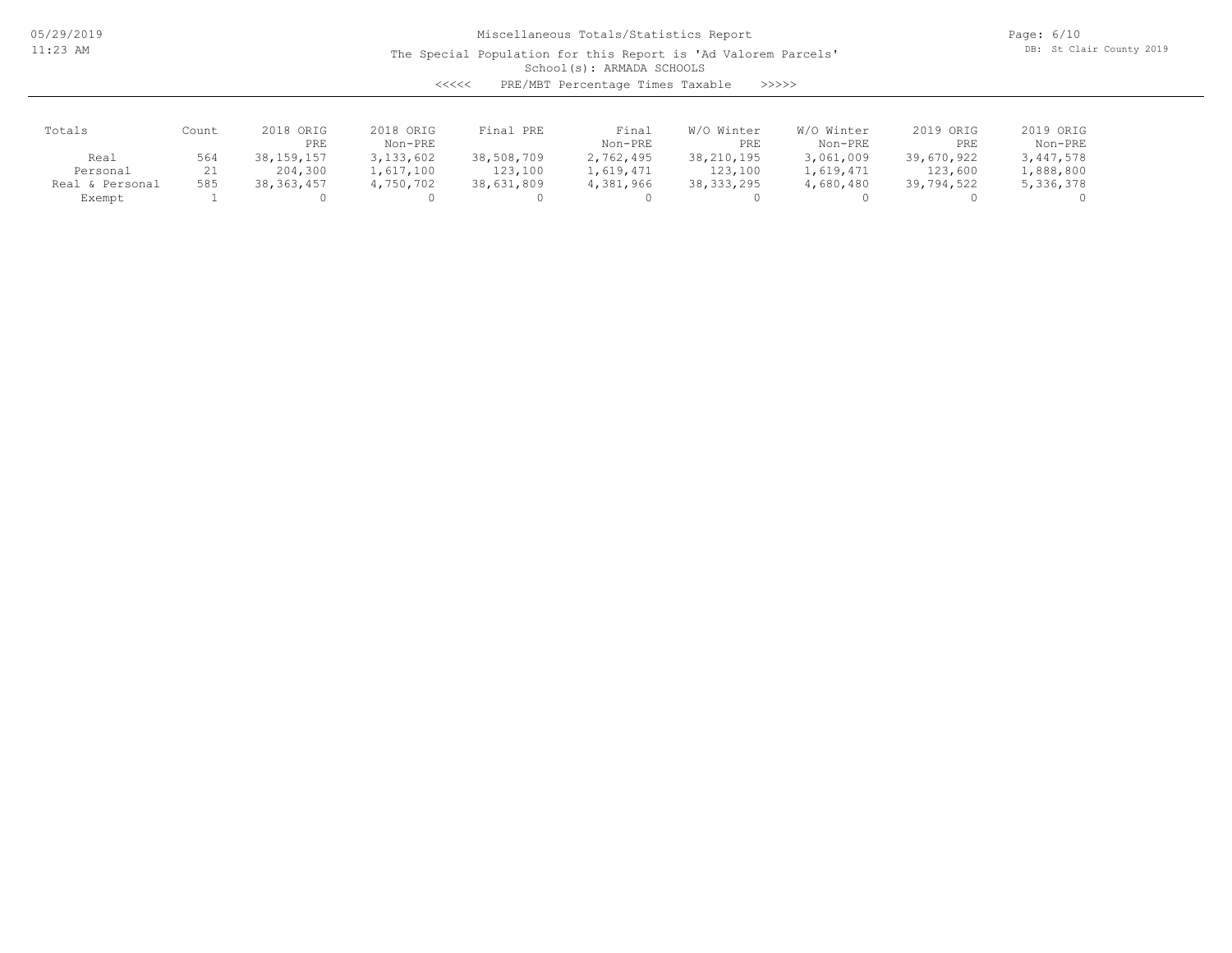Miscellaneous Totals/Statistics Report

The Special Population for this Report is 'Ad Valorem Parcels'

School(s): ARMADA SCHOOLS

<<<<< PRE/MBT Percentage Times Taxable >>>>>

| Totals | Count | 2018 ORIG PRE | 2018 ORIG Non-PRE | Final PRE | Final Non-PRE | W/O Winter PRE | W/O Winter Non-PRE | 2019 ORIG PRE | 2019 ORIG Non-PRE |
|---|---|---|---|---|---|---|---|---|---|
| Real | 564 | 38,159,157 | 3,133,602 | 38,508,709 | 2,762,495 | 38,210,195 | 3,061,009 | 39,670,922 | 3,447,578 |
| Personal | 21 | 204,300 | 1,617,100 | 123,100 | 1,619,471 | 123,100 | 1,619,471 | 123,600 | 1,888,800 |
| Real & Personal | 585 | 38,363,457 | 4,750,702 | 38,631,809 | 4,381,966 | 38,333,295 | 4,680,480 | 39,794,522 | 5,336,378 |
| Exempt | 1 | 0 | 0 | 0 | 0 | 0 | 0 | 0 | 0 |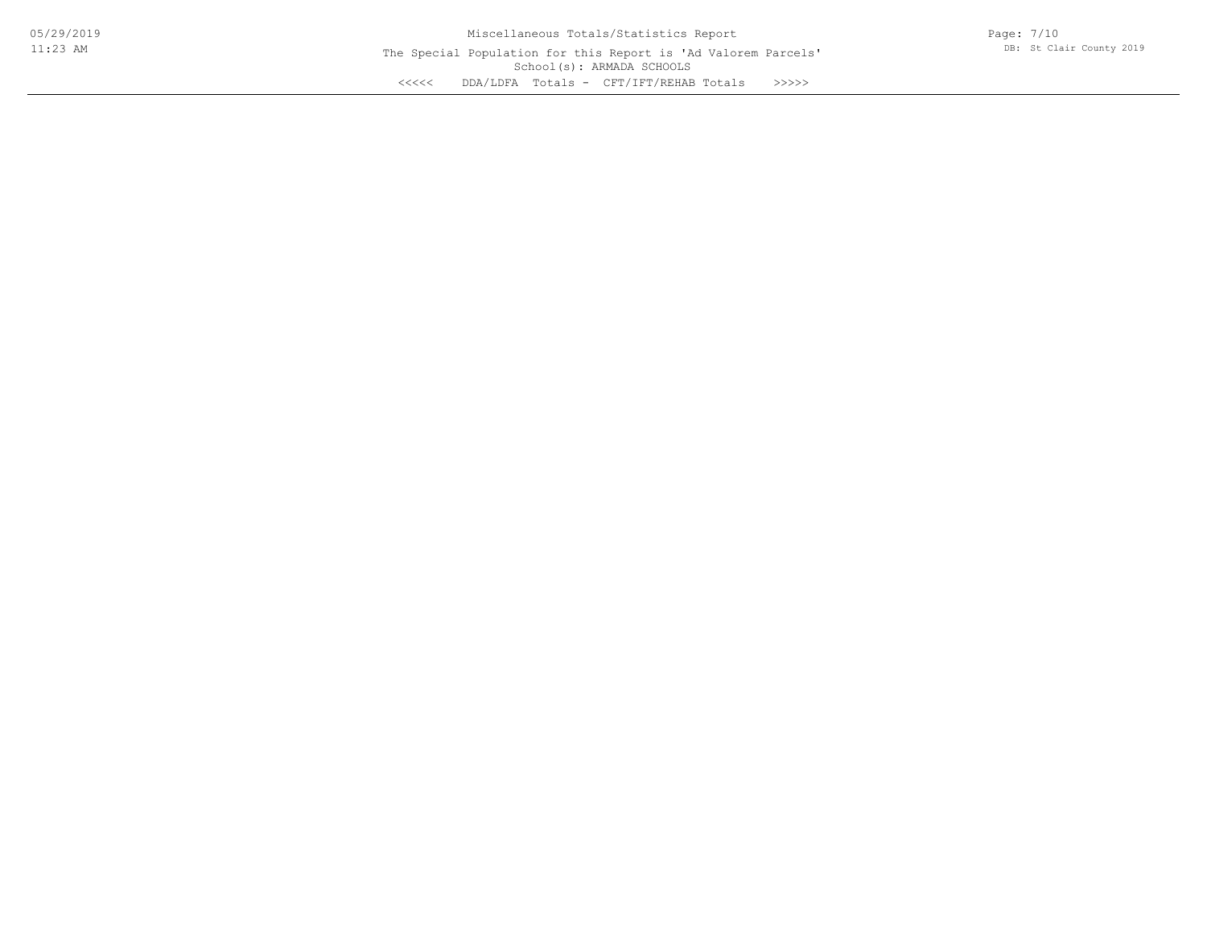<<<<< DDA/LDFA Totals - CFT/IFT/REHAB Totals >>>>>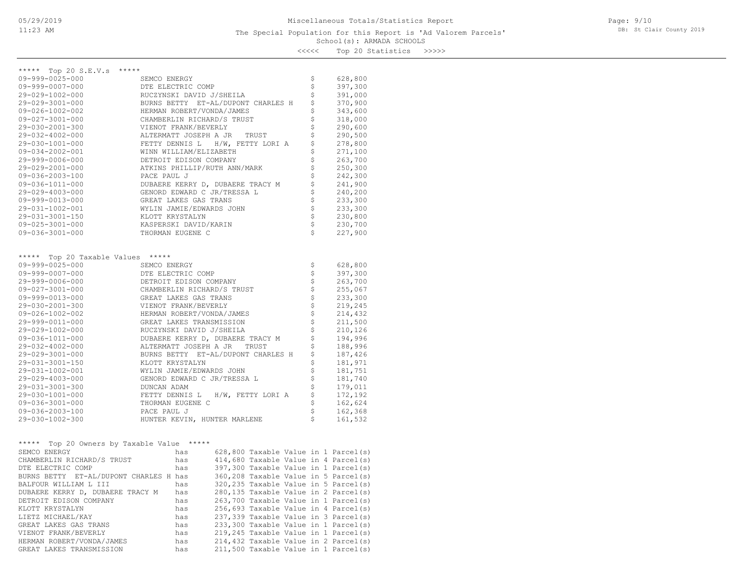Miscellaneous Totals/Statistics Report

The Special Population for this Report is 'Ad Valorem Parcels'

School(s): ARMADA SCHOOLS

<<<<< Top 20 Statistics >>>>>

## ***** Top 20 S.E.V.s *****

| Parcel | Owner | | Value |
|---|---|---|---|
| 09-999-0025-000 | SEMCO ENERGY | $ | 628,800 |
| 09-999-0007-000 | DTE ELECTRIC COMP | $ | 397,300 |
| 29-029-1002-000 | RUCZYNSKI DAVID J/SHEILA | $ | 391,000 |
| 29-029-3001-000 | BURNS BETTY ET-AL/DUPONT CHARLES H | $ | 370,900 |
| 09-026-1002-002 | HERMAN ROBERT/VONDA/JAMES | $ | 343,600 |
| 09-027-3001-000 | CHAMBERLIN RICHARD/S TRUST | $ | 318,000 |
| 29-030-2001-300 | VIENOT FRANK/BEVERLY | $ | 290,600 |
| 29-032-4002-000 | ALTERMATT JOSEPH A JR TRUST | $ | 290,500 |
| 29-030-1001-000 | FETTY DENNIS L H/W, FETTY LORI A | $ | 278,800 |
| 09-034-2002-001 | WINN WILLIAM/ELIZABETH | $ | 271,100 |
| 29-999-0006-000 | DETROIT EDISON COMPANY | $ | 263,700 |
| 29-029-2001-000 | ATKINS PHILLIP/RUTH ANN/MARK | $ | 250,300 |
| 09-036-2003-100 | PACE PAUL J | $ | 242,300 |
| 09-036-1011-000 | DUBAERE KERRY D, DUBAERE TRACY M | $ | 241,900 |
| 29-029-4003-000 | GENORD EDWARD C JR/TRESSA L | $ | 240,200 |
| 09-999-0013-000 | GREAT LAKES GAS TRANS | $ | 233,300 |
| 29-031-1002-001 | WYLIN JAMIE/EDWARDS JOHN | $ | 233,300 |
| 29-031-3001-150 | KLOTT KRYSTALYN | $ | 230,800 |
| 09-025-3001-000 | KASPERSKI DAVID/KARIN | $ | 230,700 |
| 09-036-3001-000 | THORMAN EUGENE C | $ | 227,900 |

## ***** Top 20 Taxable Values *****

| Parcel | Owner | | Value |
|---|---|---|---|
| 09-999-0025-000 | SEMCO ENERGY | $ | 628,800 |
| 09-999-0007-000 | DTE ELECTRIC COMP | $ | 397,300 |
| 29-999-0006-000 | DETROIT EDISON COMPANY | $ | 263,700 |
| 09-027-3001-000 | CHAMBERLIN RICHARD/S TRUST | $ | 255,067 |
| 09-999-0013-000 | GREAT LAKES GAS TRANS | $ | 233,300 |
| 29-030-2001-300 | VIENOT FRANK/BEVERLY | $ | 219,245 |
| 09-026-1002-002 | HERMAN ROBERT/VONDA/JAMES | $ | 214,432 |
| 29-999-0011-000 | GREAT LAKES TRANSMISSION | $ | 211,500 |
| 29-029-1002-000 | RUCZYNSKI DAVID J/SHEILA | $ | 210,126 |
| 09-036-1011-000 | DUBAERE KERRY D, DUBAERE TRACY M | $ | 194,996 |
| 29-032-4002-000 | ALTERMATT JOSEPH A JR TRUST | $ | 188,996 |
| 29-029-3001-000 | BURNS BETTY ET-AL/DUPONT CHARLES H | $ | 187,426 |
| 29-031-3001-150 | KLOTT KRYSTALYN | $ | 181,971 |
| 29-031-1002-001 | WYLIN JAMIE/EDWARDS JOHN | $ | 181,751 |
| 29-029-4003-000 | GENORD EDWARD C JR/TRESSA L | $ | 181,740 |
| 29-031-3001-300 | DUNCAN ADAM | $ | 179,011 |
| 29-030-1001-000 | FETTY DENNIS L H/W, FETTY LORI A | $ | 172,192 |
| 09-036-3001-000 | THORMAN EUGENE C | $ | 162,624 |
| 09-036-2003-100 | PACE PAUL J | $ | 162,368 |
| 29-030-1002-300 | HUNTER KEVIN, HUNTER MARLENE | $ | 161,532 |

## ***** Top 20 Owners by Taxable Value *****

| Owner | | Taxable Value |
|---|---|---|
| SEMCO ENERGY | has | 628,800 Taxable Value in 1 Parcel(s) |
| CHAMBERLIN RICHARD/S TRUST | has | 414,680 Taxable Value in 4 Parcel(s) |
| DTE ELECTRIC COMP | has | 397,300 Taxable Value in 1 Parcel(s) |
| BURNS BETTY ET-AL/DUPONT CHARLES H | has | 360,208 Taxable Value in 5 Parcel(s) |
| BALFOUR WILLIAM L III | has | 320,235 Taxable Value in 5 Parcel(s) |
| DUBAERE KERRY D, DUBAERE TRACY M | has | 280,135 Taxable Value in 2 Parcel(s) |
| DETROIT EDISON COMPANY | has | 263,700 Taxable Value in 1 Parcel(s) |
| KLOTT KRYSTALYN | has | 256,693 Taxable Value in 4 Parcel(s) |
| LIETZ MICHAEL/KAY | has | 237,339 Taxable Value in 3 Parcel(s) |
| GREAT LAKES GAS TRANS | has | 233,300 Taxable Value in 1 Parcel(s) |
| VIENOT FRANK/BEVERLY | has | 219,245 Taxable Value in 1 Parcel(s) |
| HERMAN ROBERT/VONDA/JAMES | has | 214,432 Taxable Value in 2 Parcel(s) |
| GREAT LAKES TRANSMISSION | has | 211,500 Taxable Value in 1 Parcel(s) |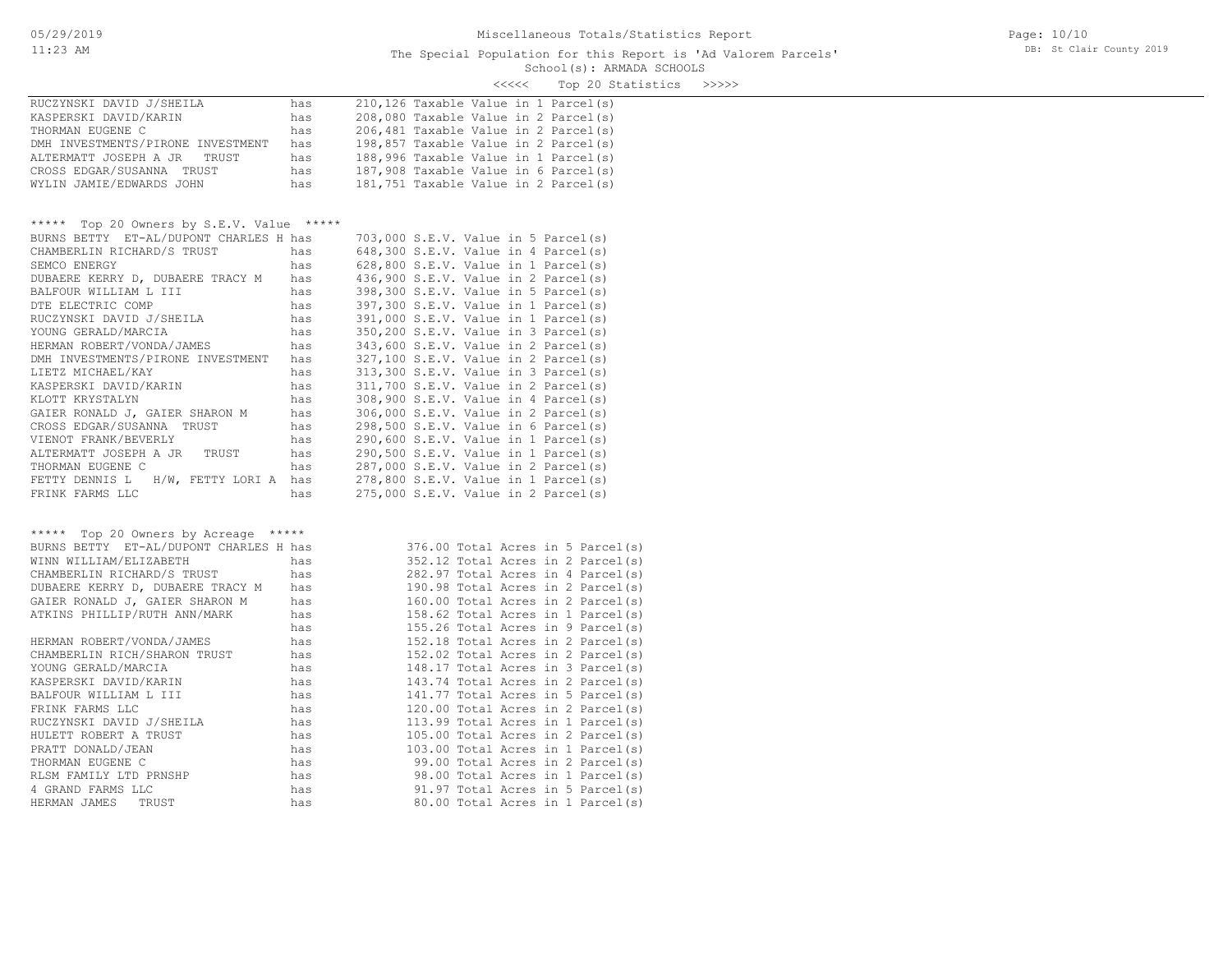RUCZYNSKI DAVID J/SHEILA has 210,126 Taxable Value in 1 Parcel(s)
KASPERSKI DAVID/KARIN has 208,080 Taxable Value in 2 Parcel(s)
THORMAN EUGENE C has 206,481 Taxable Value in 2 Parcel(s)
DMH INVESTMENTS/PIRONE INVESTMENT has 198,857 Taxable Value in 2 Parcel(s)
ALTERMATT JOSEPH A JR TRUST has 188,996 Taxable Value in 1 Parcel(s)
CROSS EDGAR/SUSANNA TRUST has 187,908 Taxable Value in 6 Parcel(s)
WYLIN JAMIE/EDWARDS JOHN has 181,751 Taxable Value in 2 Parcel(s)

***** Top 20 Owners by S.E.V. Value *****

BURNS BETTY ET-AL/DUPONT CHARLES H has 703,000 S.E.V. Value in 5 Parcel(s)
CHAMBERLIN RICHARD/S TRUST has 648,300 S.E.V. Value in 4 Parcel(s)
SEMCO ENERGY has 628,800 S.E.V. Value in 1 Parcel(s)
DUBAERE KERRY D, DUBAERE TRACY M has 436,900 S.E.V. Value in 2 Parcel(s)
BALFOUR WILLIAM L III has 398,300 S.E.V. Value in 5 Parcel(s)
DTE ELECTRIC COMP has 397,300 S.E.V. Value in 1 Parcel(s)
RUCZYNSKI DAVID J/SHEILA has 391,000 S.E.V. Value in 1 Parcel(s)
YOUNG GERALD/MARCIA has 350,200 S.E.V. Value in 3 Parcel(s)
HERMAN ROBERT/VONDA/JAMES has 343,600 S.E.V. Value in 2 Parcel(s)
DMH INVESTMENTS/PIRONE INVESTMENT has 327,100 S.E.V. Value in 2 Parcel(s)
LIETZ MICHAEL/KAY has 313,300 S.E.V. Value in 3 Parcel(s)
KASPERSKI DAVID/KARIN has 311,700 S.E.V. Value in 2 Parcel(s)
KLOTT KRYSTALYN has 308,900 S.E.V. Value in 4 Parcel(s)
GAIER RONALD J, GAIER SHARON M has 306,000 S.E.V. Value in 2 Parcel(s)
CROSS EDGAR/SUSANNA TRUST has 298,500 S.E.V. Value in 6 Parcel(s)
VIENOT FRANK/BEVERLY has 290,600 S.E.V. Value in 1 Parcel(s)
ALTERMATT JOSEPH A JR TRUST has 290,500 S.E.V. Value in 1 Parcel(s)
THORMAN EUGENE C has 287,000 S.E.V. Value in 2 Parcel(s)
FETTY DENNIS L H/W, FETTY LORI A has 278,800 S.E.V. Value in 1 Parcel(s)
FRINK FARMS LLC has 275,000 S.E.V. Value in 2 Parcel(s)

***** Top 20 Owners by Acreage *****

BURNS BETTY ET-AL/DUPONT CHARLES H has 376.00 Total Acres in 5 Parcel(s)
WINN WILLIAM/ELIZABETH has 352.12 Total Acres in 2 Parcel(s)
CHAMBERLIN RICHARD/S TRUST has 282.97 Total Acres in 4 Parcel(s)
DUBAERE KERRY D, DUBAERE TRACY M has 190.98 Total Acres in 2 Parcel(s)
GAIER RONALD J, GAIER SHARON M has 160.00 Total Acres in 2 Parcel(s)
ATKINS PHILLIP/RUTH ANN/MARK has 158.62 Total Acres in 1 Parcel(s)
has 155.26 Total Acres in 9 Parcel(s)
HERMAN ROBERT/VONDA/JAMES has 152.18 Total Acres in 2 Parcel(s)
CHAMBERLIN RICH/SHARON TRUST has 152.02 Total Acres in 2 Parcel(s)
YOUNG GERALD/MARCIA has 148.17 Total Acres in 3 Parcel(s)
KASPERSKI DAVID/KARIN has 143.74 Total Acres in 2 Parcel(s)
BALFOUR WILLIAM L III has 141.77 Total Acres in 5 Parcel(s)
FRINK FARMS LLC has 120.00 Total Acres in 2 Parcel(s)
RUCZYNSKI DAVID J/SHEILA has 113.99 Total Acres in 1 Parcel(s)
HULETT ROBERT A TRUST has 105.00 Total Acres in 2 Parcel(s)
PRATT DONALD/JEAN has 103.00 Total Acres in 1 Parcel(s)
THORMAN EUGENE C has 99.00 Total Acres in 2 Parcel(s)
RLSM FAMILY LTD PRNSHP has 98.00 Total Acres in 1 Parcel(s)
4 GRAND FARMS LLC has 91.97 Total Acres in 5 Parcel(s)
HERMAN JAMES TRUST has 80.00 Total Acres in 1 Parcel(s)